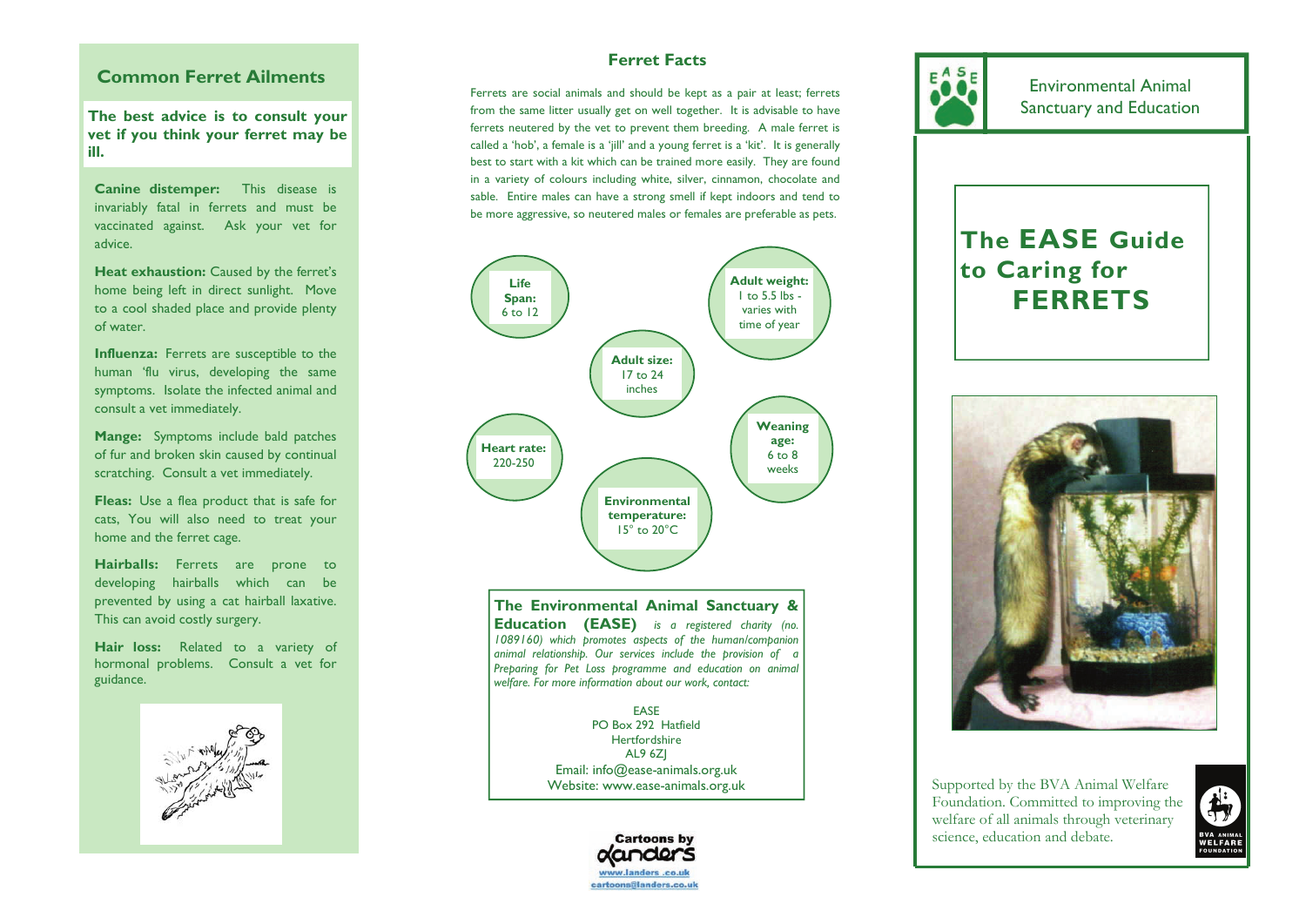## Common Ferret Ailments

**The best advice is to consult your vet if you think your ferret may be ill.**

**Canine distemper:** This disease is invariably fatal in ferrets and must be vaccinated against. Ask your vet for advice.

**Heat exhaustion:** Caused by the ferret's home being left in direct sunlight. Move to a cool shaded place and provide plenty of water.

**Influenza:** Ferrets are susceptible to the human 'flu virus, developing the same symptoms. Isolate the infected animal and consult a vet immediately.

**Mange:** Symptoms include bald patches of fur and broken skin caused by continual scratching. Consult a vet immediately.

**Fleas:** Use a flea product that is safe for cats, You will also need to treat your home and the ferret cage.

**Hairballs:** Ferrets are prone to developing hairballs which can be prevented by using a cat hairball laxative. This can avoid costly surgery.

**Hair loss:** Related to a variety of hormonal problems. Consult a vet for guidance.

## Ferret Facts

Ferrets are social animals and should be kept as a pair at least; ferrets from the same litter usually get on well together. It is advisable to have ferrets neutered by the vet to prevent them breeding. A male ferret is called a 'hob', a female is a 'jill' and a young ferret is a 'kit'. It is generally best to start with a kit which can be trained more easily. They are found in a variety of colours including white, silver, cinnamon, chocolate and sable. Entire males can have a strong smell if kept indoors and tend to be more aggressive, so neutered males or females are preferable as pets.

- **Life Span:** 6 to 12
- **Adult weight:** 1 to 5.5 lbs - varies with time of year
- **Adult size:** 17 to 24 inches
- **Heart rate:** 220-250
- **Weaning age:** 6 to 8 weeks
- **Environmental temperature:** 15° to 20°C

**The Environmental Animal Sanctuary & Education (EASE)** *is a registered charity (no. 1089160) which promotes aspects of the human/companion animal relationship. Our services include the provision of a Preparing for Pet Loss programme and education on animal welfare. For more information about our work, contact:*

EASE
PO Box 292 Hatfield
Hertfordshire
AL9 6ZJ
Email: info@ease-animals.org.uk
Website: www.ease-animals.org.uk

Cartoons by Landers
www.landers.co.uk
cartoons@landers.co.uk

Environmental Animal Sanctuary and Education

# The EASE Guide to Caring for FERRETS

Supported by the BVA Animal Welfare Foundation. Committed to improving the welfare of all animals through veterinary science, education and debate.

BVA ANIMAL WELFARE FOUNDATION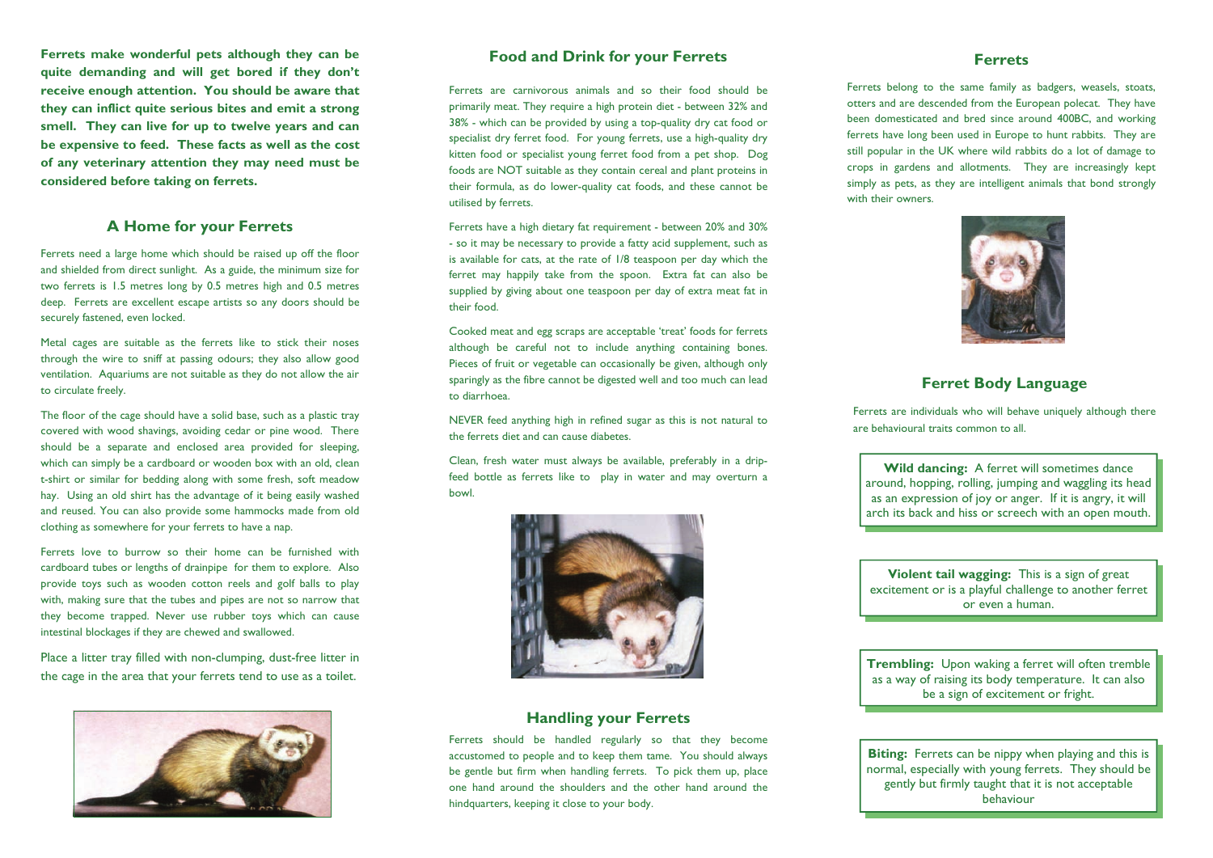**Ferrets make wonderful pets although they can be quite demanding and will get bored if they don't receive enough attention. You should be aware that they can inflict quite serious bites and emit a strong smell. They can live for up to twelve years and can be expensive to feed. These facts as well as the cost of any veterinary attention they may need must be considered before taking on ferrets.**

## A Home for your Ferrets

Ferrets need a large home which should be raised up off the floor and shielded from direct sunlight. As a guide, the minimum size for two ferrets is 1.5 metres long by 0.5 metres high and 0.5 metres deep. Ferrets are excellent escape artists so any doors should be securely fastened, even locked.

Metal cages are suitable as the ferrets like to stick their noses through the wire to sniff at passing odours; they also allow good ventilation. Aquariums are not suitable as they do not allow the air to circulate freely.

The floor of the cage should have a solid base, such as a plastic tray covered with wood shavings, avoiding cedar or pine wood. There should be a separate and enclosed area provided for sleeping, which can simply be a cardboard or wooden box with an old, clean t-shirt or similar for bedding along with some fresh, soft meadow hay. Using an old shirt has the advantage of it being easily washed and reused. You can also provide some hammocks made from old clothing as somewhere for your ferrets to have a nap.

Ferrets love to burrow so their home can be furnished with cardboard tubes or lengths of drainpipe for them to explore. Also provide toys such as wooden cotton reels and golf balls to play with, making sure that the tubes and pipes are not so narrow that they become trapped. Never use rubber toys which can cause intestinal blockages if they are chewed and swallowed.

Place a litter tray filled with non-clumping, dust-free litter in the cage in the area that your ferrets tend to use as a toilet.

## Food and Drink for your Ferrets

Ferrets are carnivorous animals and so their food should be primarily meat. They require a high protein diet - between 32% and 38% - which can be provided by using a top-quality dry cat food or specialist dry ferret food. For young ferrets, use a high-quality dry kitten food or specialist young ferret food from a pet shop. Dog foods are NOT suitable as they contain cereal and plant proteins in their formula, as do lower-quality cat foods, and these cannot be utilised by ferrets.

Ferrets have a high dietary fat requirement - between 20% and 30% - so it may be necessary to provide a fatty acid supplement, such as is available for cats, at the rate of 1/8 teaspoon per day which the ferret may happily take from the spoon. Extra fat can also be supplied by giving about one teaspoon per day of extra meat fat in their food.

Cooked meat and egg scraps are acceptable 'treat' foods for ferrets although be careful not to include anything containing bones. Pieces of fruit or vegetable can occasionally be given, although only sparingly as the fibre cannot be digested well and too much can lead to diarrhoea.

NEVER feed anything high in refined sugar as this is not natural to the ferrets diet and can cause diabetes.

Clean, fresh water must always be available, preferably in a drip-feed bottle as ferrets like to play in water and may overturn a bowl.

## Handling your Ferrets

Ferrets should be handled regularly so that they become accustomed to people and to keep them tame. You should always be gentle but firm when handling ferrets. To pick them up, place one hand around the shoulders and the other hand around the hindquarters, keeping it close to your body.

## Ferrets

Ferrets belong to the same family as badgers, weasels, stoats, otters and are descended from the European polecat. They have been domesticated and bred since around 400BC, and working ferrets have long been used in Europe to hunt rabbits. They are still popular in the UK where wild rabbits do a lot of damage to crops in gardens and allotments. They are increasingly kept simply as pets, as they are intelligent animals that bond strongly with their owners.

## Ferret Body Language

Ferrets are individuals who will behave uniquely although there are behavioural traits common to all.

**Wild dancing:** A ferret will sometimes dance around, hopping, rolling, jumping and waggling its head as an expression of joy or anger. If it is angry, it will arch its back and hiss or screech with an open mouth.

**Violent tail wagging:** This is a sign of great excitement or is a playful challenge to another ferret or even a human.

**Trembling:** Upon waking a ferret will often tremble as a way of raising its body temperature. It can also be a sign of excitement or fright.

**Biting:** Ferrets can be nippy when playing and this is normal, especially with young ferrets. They should be gently but firmly taught that it is not acceptable behaviour